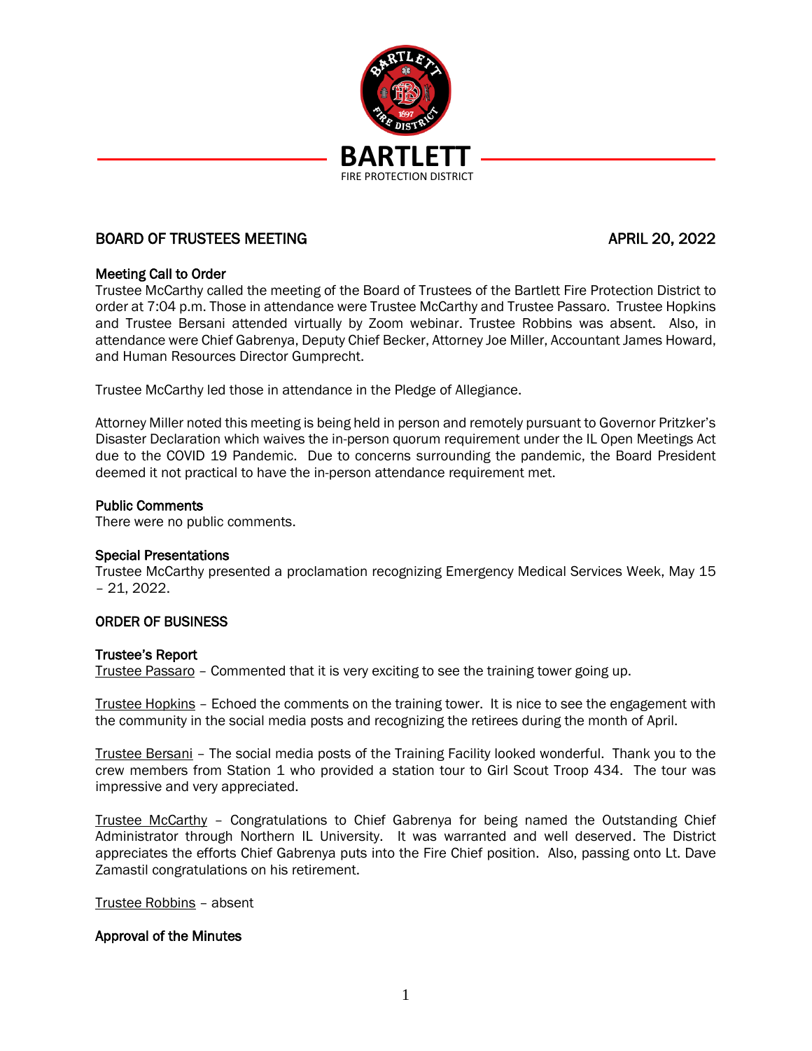**BARTLETT**
FIRE PROTECTION DISTRICT

## BOARD OF TRUSTEES MEETING — APRIL 20, 2022

### Meeting Call to Order

Trustee McCarthy called the meeting of the Board of Trustees of the Bartlett Fire Protection District to order at 7:04 p.m. Those in attendance were Trustee McCarthy and Trustee Passaro. Trustee Hopkins and Trustee Bersani attended virtually by Zoom webinar. Trustee Robbins was absent. Also, in attendance were Chief Gabrenya, Deputy Chief Becker, Attorney Joe Miller, Accountant James Howard, and Human Resources Director Gumprecht.

Trustee McCarthy led those in attendance in the Pledge of Allegiance.

Attorney Miller noted this meeting is being held in person and remotely pursuant to Governor Pritzker's Disaster Declaration which waives the in-person quorum requirement under the IL Open Meetings Act due to the COVID 19 Pandemic. Due to concerns surrounding the pandemic, the Board President deemed it not practical to have the in-person attendance requirement met.

### Public Comments

There were no public comments.

### Special Presentations

Trustee McCarthy presented a proclamation recognizing Emergency Medical Services Week, May 15 – 21, 2022.

## ORDER OF BUSINESS

### Trustee's Report

Trustee Passaro – Commented that it is very exciting to see the training tower going up.

Trustee Hopkins – Echoed the comments on the training tower. It is nice to see the engagement with the community in the social media posts and recognizing the retirees during the month of April.

Trustee Bersani – The social media posts of the Training Facility looked wonderful. Thank you to the crew members from Station 1 who provided a station tour to Girl Scout Troop 434. The tour was impressive and very appreciated.

Trustee McCarthy – Congratulations to Chief Gabrenya for being named the Outstanding Chief Administrator through Northern IL University. It was warranted and well deserved. The District appreciates the efforts Chief Gabrenya puts into the Fire Chief position. Also, passing onto Lt. Dave Zamastil congratulations on his retirement.

Trustee Robbins – absent

### Approval of the Minutes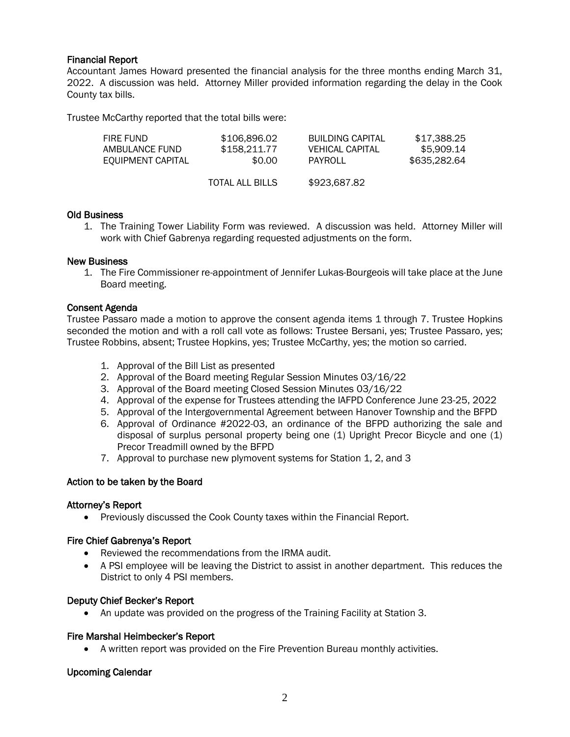### Financial Report

Accountant James Howard presented the financial analysis for the three months ending March 31, 2022. A discussion was held. Attorney Miller provided information regarding the delay in the Cook County tax bills.

Trustee McCarthy reported that the total bills were:

| | | | |
|---|---|---|---|
| FIRE FUND | \$106,896.02 | BUILDING CAPITAL | \$17,388.25 |
| AMBULANCE FUND | \$158,211.77 | VEHICAL CAPITAL | \$5,909.14 |
| EQUIPMENT CAPITAL | \$0.00 | PAYROLL | \$635,282.64 |
| | TOTAL ALL BILLS | \$923,687.82 | |

### Old Business

1. The Training Tower Liability Form was reviewed. A discussion was held. Attorney Miller will work with Chief Gabrenya regarding requested adjustments on the form.

### New Business

1. The Fire Commissioner re-appointment of Jennifer Lukas-Bourgeois will take place at the June Board meeting.

### Consent Agenda

Trustee Passaro made a motion to approve the consent agenda items 1 through 7. Trustee Hopkins seconded the motion and with a roll call vote as follows: Trustee Bersani, yes; Trustee Passaro, yes; Trustee Robbins, absent; Trustee Hopkins, yes; Trustee McCarthy, yes; the motion so carried.

1. Approval of the Bill List as presented
2. Approval of the Board meeting Regular Session Minutes 03/16/22
3. Approval of the Board meeting Closed Session Minutes 03/16/22
4. Approval of the expense for Trustees attending the IAFPD Conference June 23-25, 2022
5. Approval of the Intergovernmental Agreement between Hanover Township and the BFPD
6. Approval of Ordinance #2022-03, an ordinance of the BFPD authorizing the sale and disposal of surplus personal property being one (1) Upright Precor Bicycle and one (1) Precor Treadmill owned by the BFPD
7. Approval to purchase new plymovent systems for Station 1, 2, and 3

### Action to be taken by the Board

### Attorney's Report

- Previously discussed the Cook County taxes within the Financial Report.

### Fire Chief Gabrenya's Report

- Reviewed the recommendations from the IRMA audit.
- A PSI employee will be leaving the District to assist in another department. This reduces the District to only 4 PSI members.

### Deputy Chief Becker's Report

- An update was provided on the progress of the Training Facility at Station 3.

### Fire Marshal Heimbecker's Report

- A written report was provided on the Fire Prevention Bureau monthly activities.

### Upcoming Calendar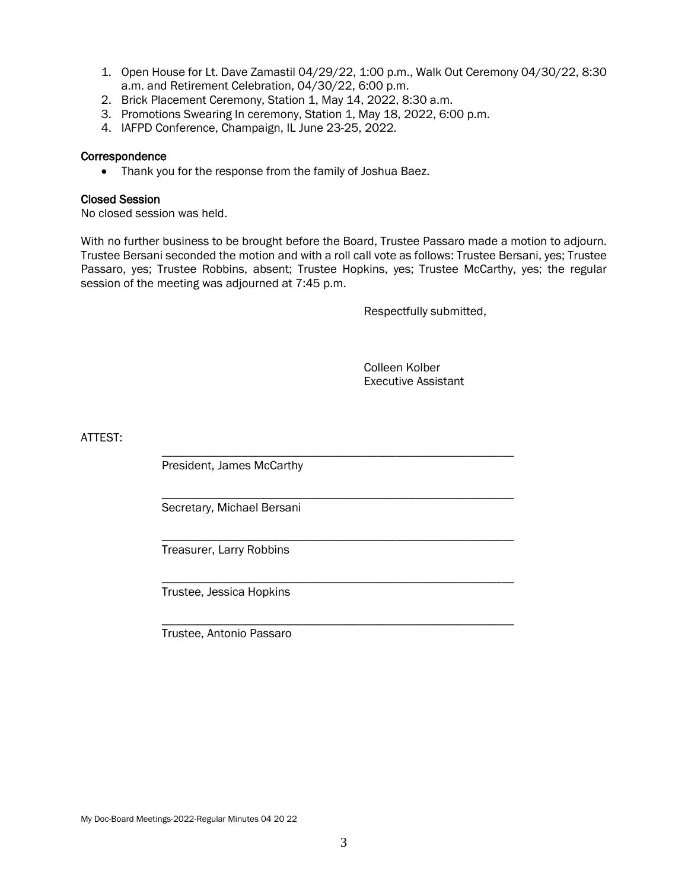1. Open House for Lt. Dave Zamastil 04/29/22, 1:00 p.m., Walk Out Ceremony 04/30/22, 8:30 a.m. and Retirement Celebration, 04/30/22, 6:00 p.m.
2. Brick Placement Ceremony, Station 1, May 14, 2022, 8:30 a.m.
3. Promotions Swearing In ceremony, Station 1, May 18, 2022, 6:00 p.m.
4. IAFPD Conference, Champaign, IL June 23-25, 2022.

**Correspondence**

- Thank you for the response from the family of Joshua Baez.

**Closed Session**

No closed session was held.

With no further business to be brought before the Board, Trustee Passaro made a motion to adjourn. Trustee Bersani seconded the motion and with a roll call vote as follows: Trustee Bersani, yes; Trustee Passaro, yes; Trustee Robbins, absent; Trustee Hopkins, yes; Trustee McCarthy, yes; the regular session of the meeting was adjourned at 7:45 p.m.

Respectfully submitted,

Colleen Kolber
Executive Assistant

ATTEST:

______________________________________________
President, James McCarthy

______________________________________________
Secretary, Michael Bersani

______________________________________________
Treasurer, Larry Robbins

______________________________________________
Trustee, Jessica Hopkins

______________________________________________
Trustee, Antonio Passaro

My Doc-Board Meetings-2022-Regular Minutes 04 20 22